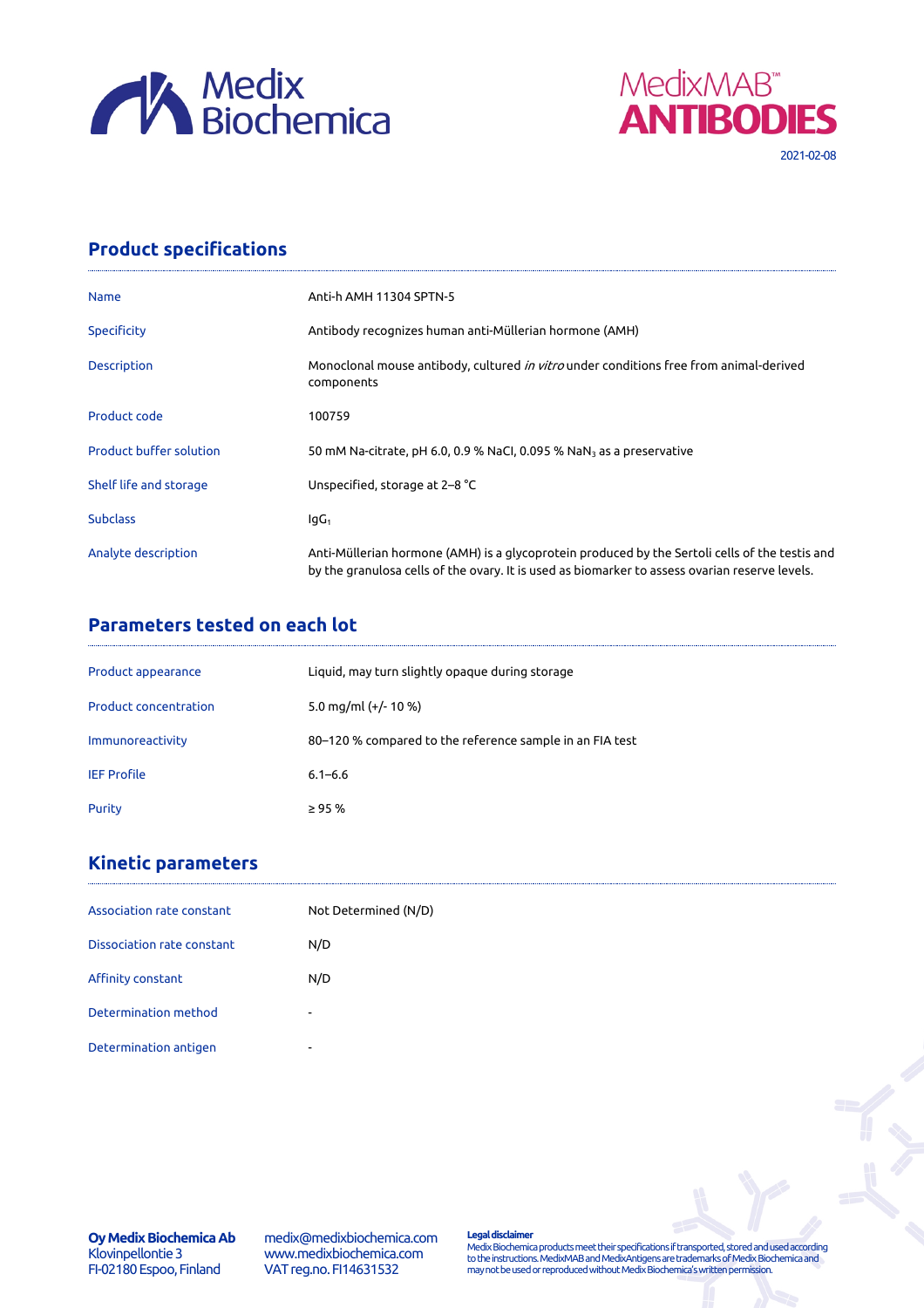Medix Biochemica

MedixMAB™ ANTIBODIES

2021-02-08

## Product specifications

| | |
|---|---|
| Name | Anti-h AMH 11304 SPTN-5 |
| Specificity | Antibody recognizes human anti-Müllerian hormone (AMH) |
| Description | Monoclonal mouse antibody, cultured *in vitro* under conditions free from animal-derived components |
| Product code | 100759 |
| Product buffer solution | 50 mM Na-citrate, pH 6.0, 0.9 % NaCl, 0.095 % $NaN_3$ as a preservative |
| Shelf life and storage | Unspecified, storage at 2–8 °C |
| Subclass | $IgG_1$ |
| Analyte description | Anti-Müllerian hormone (AMH) is a glycoprotein produced by the Sertoli cells of the testis and by the granulosa cells of the ovary. It is used as biomarker to assess ovarian reserve levels. |

## Parameters tested on each lot

| | |
|---|---|
| Product appearance | Liquid, may turn slightly opaque during storage |
| Product concentration | 5.0 mg/ml (+/- 10 %) |
| Immunoreactivity | 80–120 % compared to the reference sample in an FIA test |
| IEF Profile | 6.1–6.6 |
| Purity | ≥ 95 % |

## Kinetic parameters

| | |
|---|---|
| Association rate constant | Not Determined (N/D) |
| Dissociation rate constant | N/D |
| Affinity constant | N/D |
| Determination method | - |
| Determination antigen | - |

**Oy Medix Biochemica Ab**
Klovinpellontie 3
FI-02180 Espoo, Finland

medix@medixbiochemica.com
www.medixbiochemica.com
VAT reg.no. FI14631532

**Legal disclaimer**
Medix Biochemica products meet their specifications if transported, stored and used according to the instructions. MedixMAB and MedixAntigens are trademarks of Medix Biochemica and may not be used or reproduced without Medix Biochemica's written permission.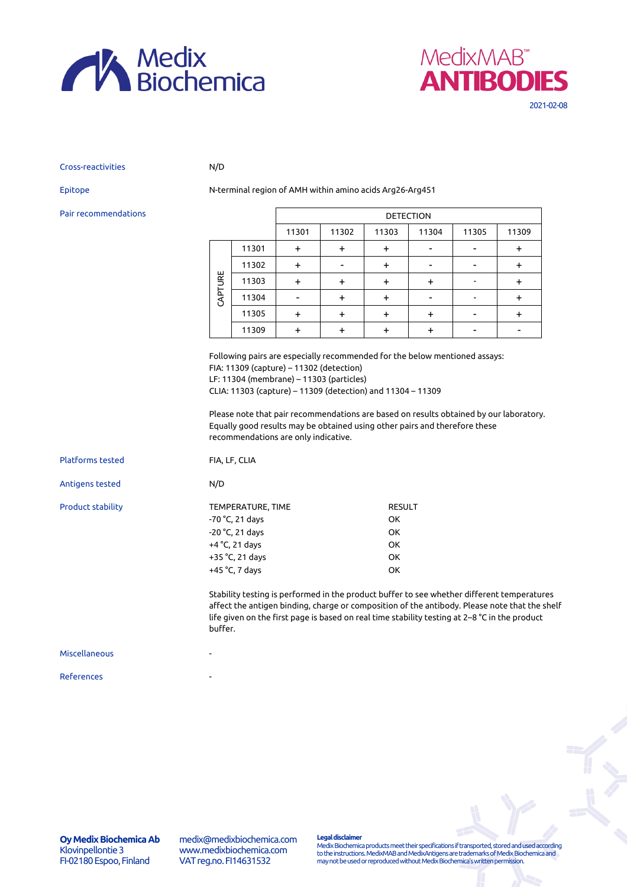Medix Biochemica

MedixMAB™ ANTIBODIES

2021-02-08

**Cross-reactivities** N/D

**Epitope** N-terminal region of AMH within amino acids Arg26-Arg451

**Pair recommendations**

| | | DETECTION | | | | | |
|---|---|---|---|---|---|---|---|
| | | 11301 | 11302 | 11303 | 11304 | 11305 | 11309 |
| CAPTURE | 11301 | + | + | + | - | - | + |
| | 11302 | + | - | + | - | - | + |
| | 11303 | + | + | + | + | - | + |
| | 11304 | - | + | + | - | - | + |
| | 11305 | + | + | + | + | - | + |
| | 11309 | + | + | + | + | - | - |

Following pairs are especially recommended for the below mentioned assays:
FIA: 11309 (capture) – 11302 (detection)
LF: 11304 (membrane) – 11303 (particles)
CLIA: 11303 (capture) – 11309 (detection) and 11304 – 11309

Please note that pair recommendations are based on results obtained by our laboratory. Equally good results may be obtained using other pairs and therefore these recommendations are only indicative.

**Platforms tested** FIA, LF, CLIA

**Antigens tested** N/D

**Product stability**

| TEMPERATURE, TIME | RESULT |
|---|---|
| -70 °C, 21 days | OK |
| -20 °C, 21 days | OK |
| +4 °C, 21 days | OK |
| +35 °C, 21 days | OK |
| +45 °C, 7 days | OK |

Stability testing is performed in the product buffer to see whether different temperatures affect the antigen binding, charge or composition of the antibody. Please note that the shelf life given on the first page is based on real time stability testing at 2–8 °C in the product buffer.

**Miscellaneous** -

**References** -

**Oy Medix Biochemica Ab**
Klovinpellontie 3
FI-02180 Espoo, Finland

medix@medixbiochemica.com
www.medixbiochemica.com
VAT reg.no. FI14631532

**Legal disclaimer**
Medix Biochemica products meet their specifications if transported, stored and used according to the instructions. MedixMAB and MedixAntigens are trademarks of Medix Biochemica and may not be used or reproduced without Medix Biochemica's written permission.